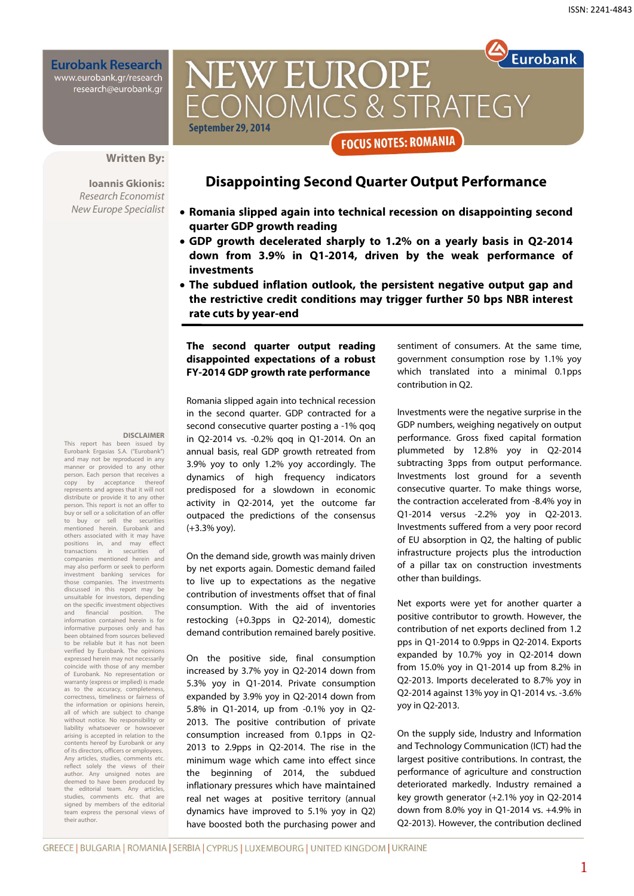ISSN: 2241-4843

**Eurobank Research**
www.eurobank.gr/research
research@eurobank.gr

# NEW EUROPE ECONOMICS & STRATEGY

**September 29, 2014**

**FOCUS NOTES: ROMANIA**

**Written By:**

**Ioannis Gkionis:**
*Research Economist*
*New Europe Specialist*

## Disappointing Second Quarter Output Performance

- **Romania slipped again into technical recession on disappointing second quarter GDP growth reading**
- **GDP growth decelerated sharply to 1.2% on a yearly basis in Q2-2014 down from 3.9% in Q1-2014, driven by the weak performance of investments**
- **The subdued inflation outlook, the persistent negative output gap and the restrictive credit conditions may trigger further 50 bps NBR interest rate cuts by year-end**

**The second quarter output reading disappointed expectations of a robust FY-2014 GDP growth rate performance**

Romania slipped again into technical recession in the second quarter. GDP contracted for a second consecutive quarter posting a -1% qoq in Q2-2014 vs. -0.2% qoq in Q1-2014. On an annual basis, real GDP growth retreated from 3.9% yoy to only 1.2% yoy accordingly. The dynamics of high frequency indicators predisposed for a slowdown in economic activity in Q2-2014, yet the outcome far outpaced the predictions of the consensus (+3.3% yoy).

On the demand side, growth was mainly driven by net exports again. Domestic demand failed to live up to expectations as the negative contribution of investments offset that of final consumption. With the aid of inventories restocking (+0.3pps in Q2-2014), domestic demand contribution remained barely positive.

On the positive side, final consumption increased by 3.7% yoy in Q2-2014 down from 5.3% yoy in Q1-2014. Private consumption expanded by 3.9% yoy in Q2-2014 down from 5.8% in Q1-2014, up from -0.1% yoy in Q2-2013. The positive contribution of private consumption increased from 0.1pps in Q2-2013 to 2.9pps in Q2-2014. The rise in the minimum wage which came into effect since the beginning of 2014, the subdued inflationary pressures which have maintained real net wages at positive territory (annual dynamics have improved to 5.1% yoy in Q2) have boosted both the purchasing power and sentiment of consumers. At the same time, government consumption rose by 1.1% yoy which translated into a minimal 0.1pps contribution in Q2.

Investments were the negative surprise in the GDP numbers, weighing negatively on output performance. Gross fixed capital formation plummeted by 12.8% yoy in Q2-2014 subtracting 3pps from output performance. Investments lost ground for a seventh consecutive quarter. To make things worse, the contraction accelerated from -8.4% yoy in Q1-2014 versus -2.2% yoy in Q2-2013. Investments suffered from a very poor record of EU absorption in Q2, the halting of public infrastructure projects plus the introduction of a pillar tax on construction investments other than buildings.

Net exports were yet for another quarter a positive contributor to growth. However, the contribution of net exports declined from 1.2 pps in Q1-2014 to 0.9pps in Q2-2014. Exports expanded by 10.7% yoy in Q2-2014 down from 15.0% yoy in Q1-2014 up from 8.2% in Q2-2013. Imports decelerated to 8.7% yoy in Q2-2014 against 13% yoy in Q1-2014 vs. -3.6% yoy in Q2-2013.

On the supply side, Industry and Information and Technology Communication (ICT) had the largest positive contributions. In contrast, the performance of agriculture and construction deteriorated markedly. Industry remained a key growth generator (+2.1% yoy in Q2-2014 down from 8.0% yoy in Q1-2014 vs. +4.9% in Q2-2013). However, the contribution declined

**DISCLAIMER**
This report has been issued by Eurobank Ergasias S.A. ("Eurobank") and may not be reproduced in any manner or provided to any other person. Each person that receives a copy by acceptance thereof represents and agrees that it will not distribute or provide it to any other person. This report is not an offer to buy or sell or a solicitation of an offer to buy or sell the securities mentioned herein. Eurobank and others associated with it may have positions in, and may effect transactions in securities of companies mentioned herein and may also perform or seek to perform investment banking services for those companies. The investments discussed in this report may be unsuitable for investors, depending on the specific investment objectives and financial position. The information contained herein is for informative purposes only and has been obtained from sources believed to be reliable but it has not been verified by Eurobank. The opinions expressed herein may not necessarily coincide with those of any member of Eurobank. No representation or warranty (express or implied) is made as to the accuracy, completeness, correctness, timeliness or fairness of the information or opinions herein, all of which are subject to change without notice. No responsibility or liability whatsoever or howsoever arising is accepted in relation to the contents hereof by Eurobank or any of its directors, officers or employees. Any articles, studies, comments etc. reflect solely the views of their author. Any unsigned notes are deemed to have been produced by the editorial team. Any articles, studies, comments etc. that are signed by members of the editorial team express the personal views of their author.

GREECE | BULGARIA | ROMANIA | SERBIA | CYPRUS | LUXEMBOURG | UNITED KINGDOM | UKRAINE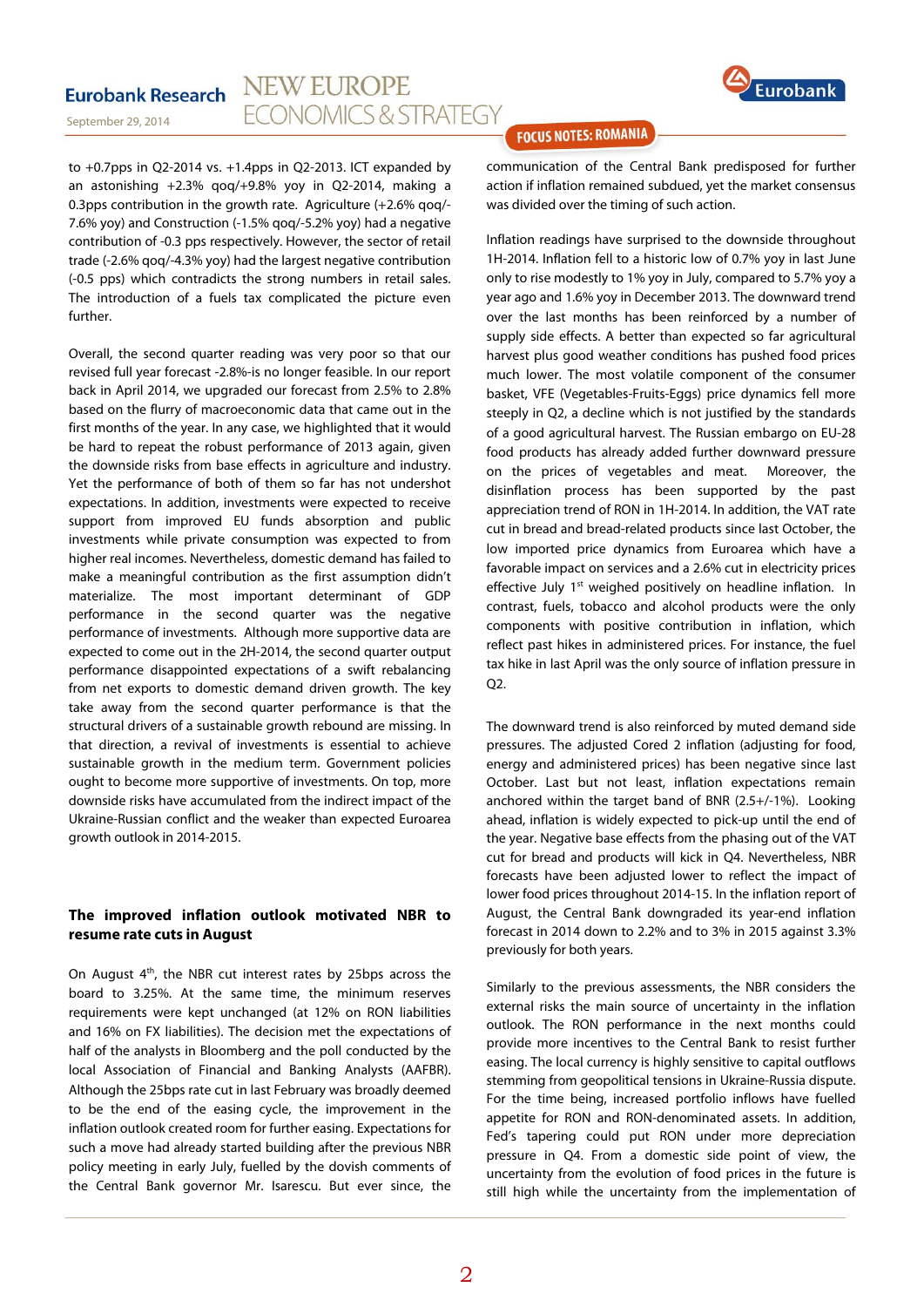to +0.7pps in Q2-2014 vs. +1.4pps in Q2-2013. ICT expanded by an astonishing +2.3% qoq/+9.8% yoy in Q2-2014, making a 0.3pps contribution in the growth rate. Agriculture (+2.6% qoq/-7.6% yoy) and Construction (-1.5% qoq/-5.2% yoy) had a negative contribution of -0.3 pps respectively. However, the sector of retail trade (-2.6% qoq/-4.3% yoy) had the largest negative contribution (-0.5 pps) which contradicts the strong numbers in retail sales. The introduction of a fuels tax complicated the picture even further.

Overall, the second quarter reading was very poor so that our revised full year forecast -2.8%-is no longer feasible. In our report back in April 2014, we upgraded our forecast from 2.5% to 2.8% based on the flurry of macroeconomic data that came out in the first months of the year. In any case, we highlighted that it would be hard to repeat the robust performance of 2013 again, given the downside risks from base effects in agriculture and industry. Yet the performance of both of them so far has not undershot expectations. In addition, investments were expected to receive support from improved EU funds absorption and public investments while private consumption was expected to from higher real incomes. Nevertheless, domestic demand has failed to make a meaningful contribution as the first assumption didn't materialize. The most important determinant of GDP performance in the second quarter was the negative performance of investments. Although more supportive data are expected to come out in the 2H-2014, the second quarter output performance disappointed expectations of a swift rebalancing from net exports to domestic demand driven growth. The key take away from the second quarter performance is that the structural drivers of a sustainable growth rebound are missing. In that direction, a revival of investments is essential to achieve sustainable growth in the medium term. Government policies ought to become more supportive of investments. On top, more downside risks have accumulated from the indirect impact of the Ukraine-Russian conflict and the weaker than expected Euroarea growth outlook in 2014-2015.

**The improved inflation outlook motivated NBR to resume rate cuts in August**

On August 4th, the NBR cut interest rates by 25bps across the board to 3.25%. At the same time, the minimum reserves requirements were kept unchanged (at 12% on RON liabilities and 16% on FX liabilities). The decision met the expectations of half of the analysts in Bloomberg and the poll conducted by the local Association of Financial and Banking Analysts (AAFBR). Although the 25bps rate cut in last February was broadly deemed to be the end of the easing cycle, the improvement in the inflation outlook created room for further easing. Expectations for such a move had already started building after the previous NBR policy meeting in early July, fuelled by the dovish comments of the Central Bank governor Mr. Isarescu. But ever since, the communication of the Central Bank predisposed for further action if inflation remained subdued, yet the market consensus was divided over the timing of such action.

Inflation readings have surprised to the downside throughout 1H-2014. Inflation fell to a historic low of 0.7% yoy in last June only to rise modestly to 1% yoy in July, compared to 5.7% yoy a year ago and 1.6% yoy in December 2013. The downward trend over the last months has been reinforced by a number of supply side effects. A better than expected so far agricultural harvest plus good weather conditions has pushed food prices much lower. The most volatile component of the consumer basket, VFE (Vegetables-Fruits-Eggs) price dynamics fell more steeply in Q2, a decline which is not justified by the standards of a good agricultural harvest. The Russian embargo on EU-28 food products has already added further downward pressure on the prices of vegetables and meat. Moreover, the disinflation process has been supported by the past appreciation trend of RON in 1H-2014. In addition, the VAT rate cut in bread and bread-related products since last October, the low imported price dynamics from Euroarea which have a favorable impact on services and a 2.6% cut in electricity prices effective July 1st weighed positively on headline inflation. In contrast, fuels, tobacco and alcohol products were the only components with positive contribution in inflation, which reflect past hikes in administered prices. For instance, the fuel tax hike in last April was the only source of inflation pressure in Q2.

The downward trend is also reinforced by muted demand side pressures. The adjusted Cored 2 inflation (adjusting for food, energy and administered prices) has been negative since last October. Last but not least, inflation expectations remain anchored within the target band of BNR (2.5+/-1%). Looking ahead, inflation is widely expected to pick-up until the end of the year. Negative base effects from the phasing out of the VAT cut for bread and products will kick in Q4. Nevertheless, NBR forecasts have been adjusted lower to reflect the impact of lower food prices throughout 2014-15. In the inflation report of August, the Central Bank downgraded its year-end inflation forecast in 2014 down to 2.2% and to 3% in 2015 against 3.3% previously for both years.

Similarly to the previous assessments, the NBR considers the external risks the main source of uncertainty in the inflation outlook. The RON performance in the next months could provide more incentives to the Central Bank to resist further easing. The local currency is highly sensitive to capital outflows stemming from geopolitical tensions in Ukraine-Russia dispute. For the time being, increased portfolio inflows have fuelled appetite for RON and RON-denominated assets. In addition, Fed's tapering could put RON under more depreciation pressure in Q4. From a domestic side point of view, the uncertainty from the evolution of food prices in the future is still high while the uncertainty from the implementation of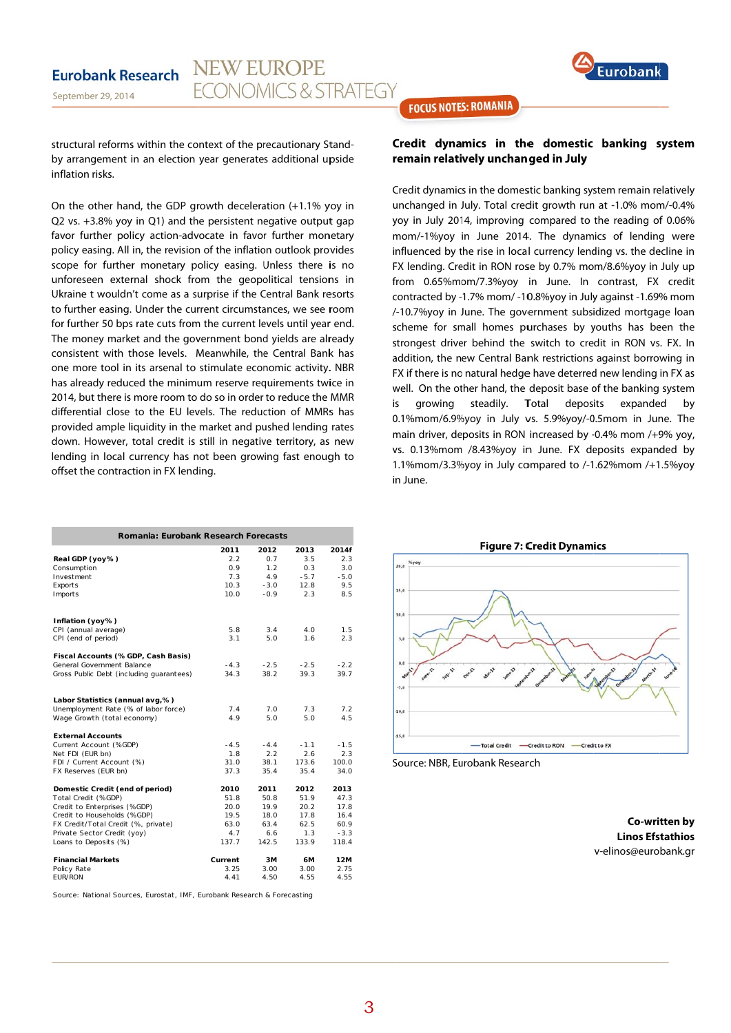structural reforms within the context of the precautionary Stand-by arrangement in an election year generates additional upside inflation risks.

On the other hand, the GDP growth deceleration (+1.1% yoy in Q2 vs. +3.8% yoy in Q1) and the persistent negative output gap favor further policy action-advocate in favor further monetary policy easing. All in, the revision of the inflation outlook provides scope for further monetary policy easing. Unless there is no unforeseen external shock from the geopolitical tensions in Ukraine it wouldn't come as a surprise if the Central Bank resorts to further easing. Under the current circumstances, we see room for further 50 bps rate cuts from the current levels until year end. The money market and the government bond yields are already consistent with those levels. Meanwhile, the Central Bank has one more tool in its arsenal to stimulate economic activity. NBR has already reduced the minimum reserve requirements twice in 2014, but there is more room to do so in order to reduce the MMR differential close to the EU levels. The reduction of MMRs has provided ample liquidity in the market and pushed lending rates down. However, total credit is still in negative territory, as new lending in local currency has not been growing fast enough to offset the contraction in FX lending.

| Romania: Eurobank Research Forecasts | | | | |
|---|---|---|---|---|
| | 2011 | 2012 | 2013 | 2014f |
| **Real GDP (yoy%)** | 2.2 | 0.7 | 3.5 | 2.3 |
| Consumption | 0.9 | 1.2 | 0.3 | 3.0 |
| Investment | 7.3 | 4.9 | -5.7 | -5.0 |
| Exports | 10.3 | -3.0 | 12.8 | 9.5 |
| Imports | 10.0 | -0.9 | 2.3 | 8.5 |
| **Inflation (yoy%)** | | | | |
| CPI (annual average) | 5.8 | 3.4 | 4.0 | 1.5 |
| CPI (end of period) | 3.1 | 5.0 | 1.6 | 2.3 |
| **Fiscal Accounts (% GDP, Cash Basis)** | | | | |
| General Government Balance | -4.3 | -2.5 | -2.5 | -2.2 |
| Gross Public Debt (including guarantees) | 34.3 | 38.2 | 39.3 | 39.7 |
| **Labor Statistics (annual avg,%)** | | | | |
| Unemployment Rate (% of labor force) | 7.4 | 7.0 | 7.3 | 7.2 |
| Wage Growth (total economy) | 4.9 | 5.0 | 5.0 | 4.5 |
| **External Accounts** | | | | |
| Current Account (%GDP) | -4.5 | -4.4 | -1.1 | -1.5 |
| Net FDI (EUR bn) | 1.8 | 2.2 | 2.6 | 2.3 |
| FDI / Current Account (%) | 31.0 | 38.1 | 173.6 | 100.0 |
| FX Reserves (EUR bn) | 37.3 | 35.4 | 35.4 | 34.0 |
| **Domestic Credit (end of period)** | **2010** | **2011** | **2012** | **2013** |
| Total Credit (%GDP) | 51.8 | 50.8 | 51.9 | 47.3 |
| Credit to Enterprises (%GDP) | 20.0 | 19.9 | 20.2 | 17.8 |
| Credit to Households (%GDP) | 19.5 | 18.0 | 17.8 | 16.4 |
| FX Credit/Total Credit (%, private) | 63.0 | 63.4 | 62.5 | 60.9 |
| Private Sector Credit (yoy) | 4.7 | 6.6 | 1.3 | -3.3 |
| Loans to Deposits (%) | 137.7 | 142.5 | 133.9 | 118.4 |
| **Financial Markets** | **Current** | **3M** | **6M** | **12M** |
| Policy Rate | 3.25 | 3.00 | 3.00 | 2.75 |
| EUR/RON | 4.41 | 4.50 | 4.55 | 4.55 |

Source: National Sources, Eurostat, IMF, Eurobank Research & Forecasting

## Credit dynamics in the domestic banking system remain relatively unchanged in July

Credit dynamics in the domestic banking system remain relatively unchanged in July. Total credit growth run at -1.0% mom/-0.4% yoy in July 2014, improving compared to the reading of 0.06% mom/-1%yoy in June 2014. The dynamics of lending were influenced by the rise in local currency lending vs. the decline in FX lending. Credit in RON rose by 0.7% mom/8.6%yoy in July up from 0.65%mom/7.3%yoy in June. In contrast, FX credit contracted by -1.7% mom/ -10.8%yoy in July against -1.69% mom /-10.7%yoy in June. The government subsidized mortgage loan scheme for small homes purchases by youths has been the strongest driver behind the switch to credit in RON vs. FX. In addition, the new Central Bank restrictions against borrowing in FX if there is no natural hedge have deterred new lending in FX as well. On the other hand, the deposit base of the banking system is growing steadily. Total deposits expanded by 0.1%mom/6.9%yoy in July vs. 5.9%yoy/-0.5mom in June. The main driver, deposits in RON increased by -0.4% mom /+9% yoy, vs. 0.13%mom /8.43%yoy in June. FX deposits expanded by 1.1%mom/3.3%yoy in July compared to /-1.62%mom /+1.5%yoy in June.

**Figure 7: Credit Dynamics**

Source: NBR, Eurobank Research

**Co-written by**
**Linos Efstathios**
v-elinos@eurobank.gr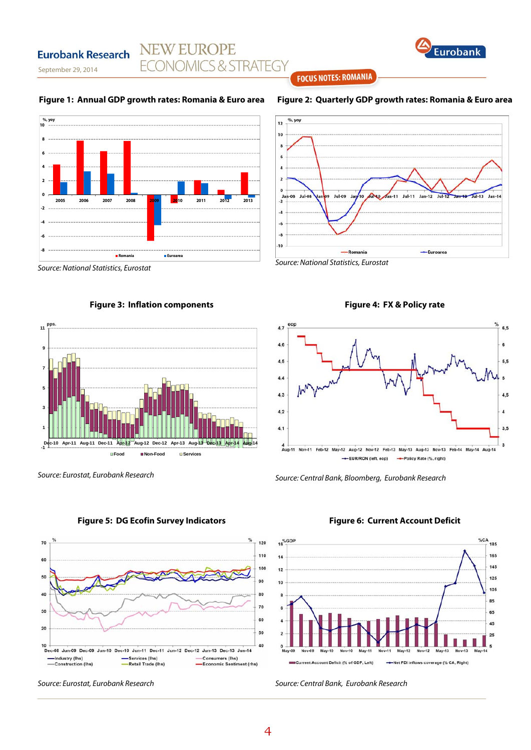**Figure 1: Annual GDP growth rates: Romania & Euro area**

Source: National Statistics, Eurostat

**Figure 2: Quarterly GDP growth rates: Romania & Euro area**

Source: National Statistics, Eurostat

**Figure 3: Inflation components**

Source: Eurostat, Eurobank Research

**Figure 4: FX & Policy rate**

Source: Central Bank, Bloomberg, Eurobank Research

**Figure 5: DG Ecofin Survey Indicators**

Source: Eurostat, Eurobank Research

**Figure 6: Current Account Deficit**

Source: Central Bank, Eurobank Research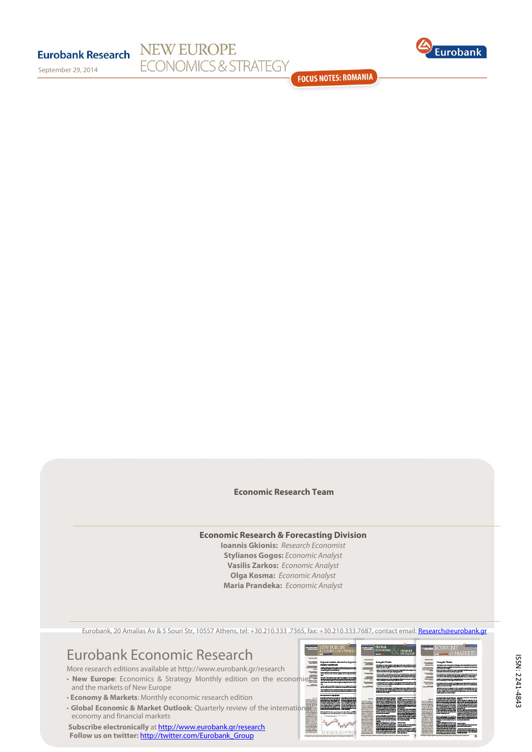**Economic Research Team**

**Economic Research & Forecasting Division**

**Ioannis Gkionis:** *Research Economist*
**Stylianos Gogos:** *Economic Analyst*
**Vasilis Zarkos:** *Economic Analyst*
**Olga Kosma:** *Economic Analyst*
**Maria Prandeka:** *Economic Analyst*

Eurobank, 20 Amalias Av & 5 Souri Str, 10557 Athens, tel: +30.210.333 .7365, fax: +30.210.333.7687, contact email: Research@eurobank.gr

# Eurobank Economic Research

More research editions available at http://www.eurobank.gr/research

- **New Europe**: Economics & Strategy Monthly edition on the economies and the markets of New Europe
- **Economy & Markets**: Monthly economic research edition
- **Global Economic & Market Outlook**: Quarterly review of the international economy and financial markets

**Subscribe electronically** at http://www.eurobank.gr/research
**Follow us on twitter:** http://twitter.com/Eurobank_Group

ISSN: 2241-4843